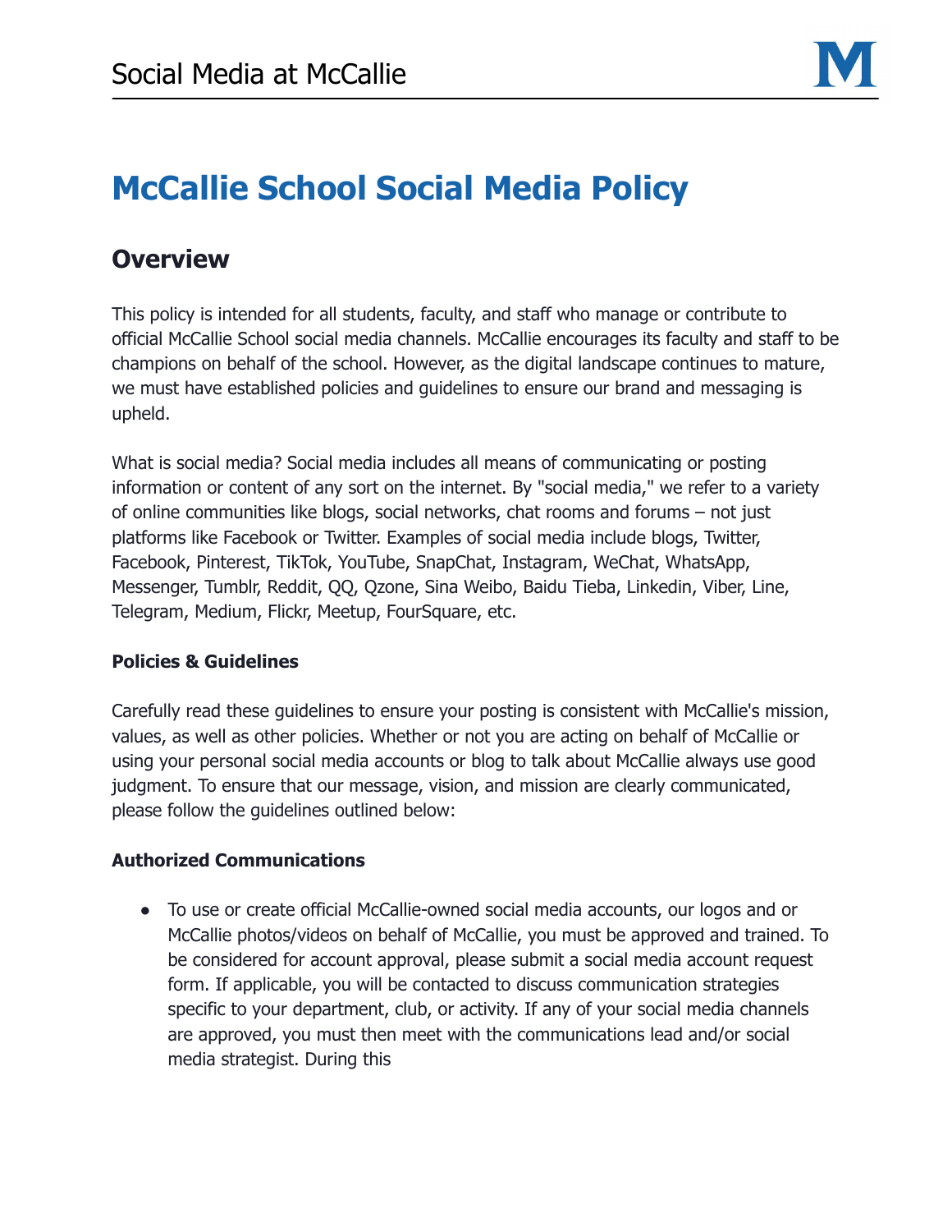# McCallie School Social Media Policy

## Overview

This policy is intended for all students, faculty, and staff who manage or contribute to official McCallie School social media channels. McCallie encourages its faculty and staff to be champions on behalf of the school. However, as the digital landscape continues to mature, we must have established policies and guidelines to ensure our brand and messaging is upheld.

What is social media? Social media includes all means of communicating or posting information or content of any sort on the internet. By "social media," we refer to a variety of online communities like blogs, social networks, chat rooms and forums – not just platforms like Facebook or Twitter. Examples of social media include blogs, Twitter, Facebook, Pinterest, TikTok, YouTube, SnapChat, Instagram, WeChat, WhatsApp, Messenger, Tumblr, Reddit, QQ, Qzone, Sina Weibo, Baidu Tieba, Linkedin, Viber, Line, Telegram, Medium, Flickr, Meetup, FourSquare, etc.

**Policies & Guidelines**

Carefully read these guidelines to ensure your posting is consistent with McCallie's mission, values, as well as other policies. Whether or not you are acting on behalf of McCallie or using your personal social media accounts or blog to talk about McCallie always use good judgment. To ensure that our message, vision, and mission are clearly communicated, please follow the guidelines outlined below:

**Authorized Communications**

- To use or create official McCallie-owned social media accounts, our logos and or McCallie photos/videos on behalf of McCallie, you must be approved and trained. To be considered for account approval, please submit a social media account request form. If applicable, you will be contacted to discuss communication strategies specific to your department, club, or activity. If any of your social media channels are approved, you must then meet with the communications lead and/or social media strategist. During this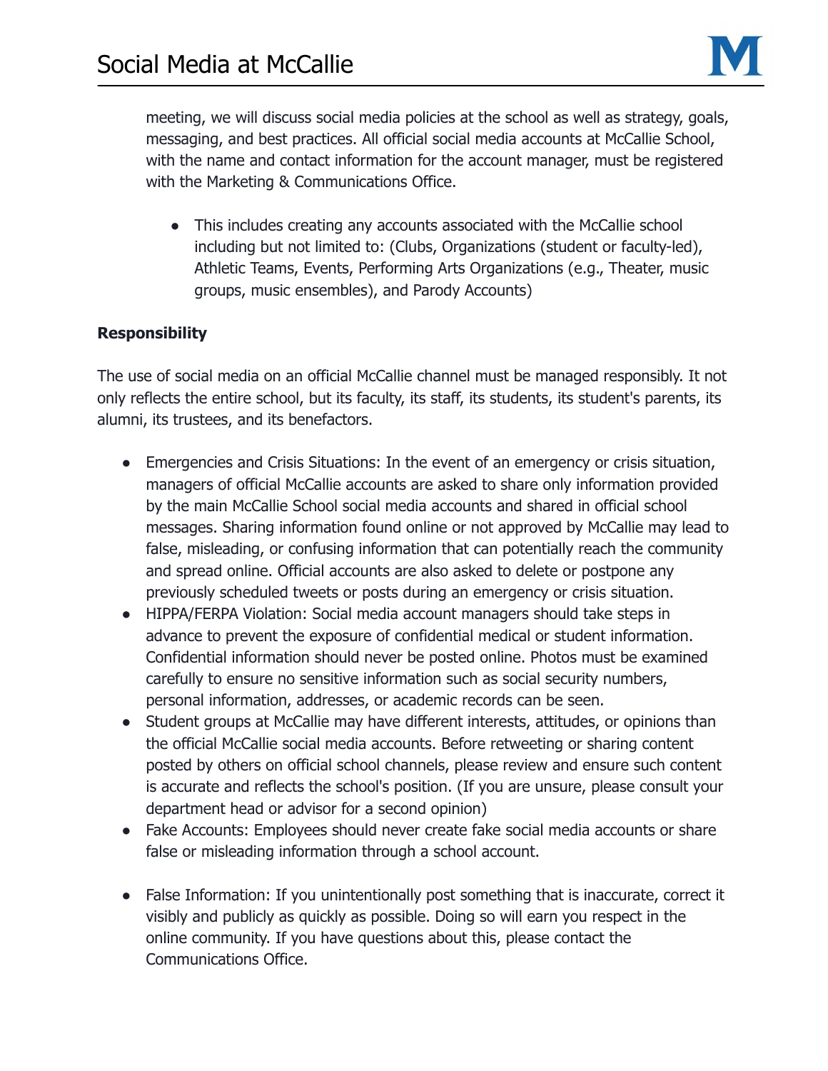meeting, we will discuss social media policies at the school as well as strategy, goals, messaging, and best practices. All official social media accounts at McCallie School, with the name and contact information for the account manager, must be registered with the Marketing & Communications Office.

- This includes creating any accounts associated with the McCallie school including but not limited to: (Clubs, Organizations (student or faculty-led), Athletic Teams, Events, Performing Arts Organizations (e.g., Theater, music groups, music ensembles), and Parody Accounts)

**Responsibility**

The use of social media on an official McCallie channel must be managed responsibly. It not only reflects the entire school, but its faculty, its staff, its students, its student's parents, its alumni, its trustees, and its benefactors.

- Emergencies and Crisis Situations: In the event of an emergency or crisis situation, managers of official McCallie accounts are asked to share only information provided by the main McCallie School social media accounts and shared in official school messages. Sharing information found online or not approved by McCallie may lead to false, misleading, or confusing information that can potentially reach the community and spread online. Official accounts are also asked to delete or postpone any previously scheduled tweets or posts during an emergency or crisis situation.
- HIPPA/FERPA Violation: Social media account managers should take steps in advance to prevent the exposure of confidential medical or student information. Confidential information should never be posted online. Photos must be examined carefully to ensure no sensitive information such as social security numbers, personal information, addresses, or academic records can be seen.
- Student groups at McCallie may have different interests, attitudes, or opinions than the official McCallie social media accounts. Before retweeting or sharing content posted by others on official school channels, please review and ensure such content is accurate and reflects the school's position. (If you are unsure, please consult your department head or advisor for a second opinion)
- Fake Accounts: Employees should never create fake social media accounts or share false or misleading information through a school account.
- False Information: If you unintentionally post something that is inaccurate, correct it visibly and publicly as quickly as possible. Doing so will earn you respect in the online community. If you have questions about this, please contact the Communications Office.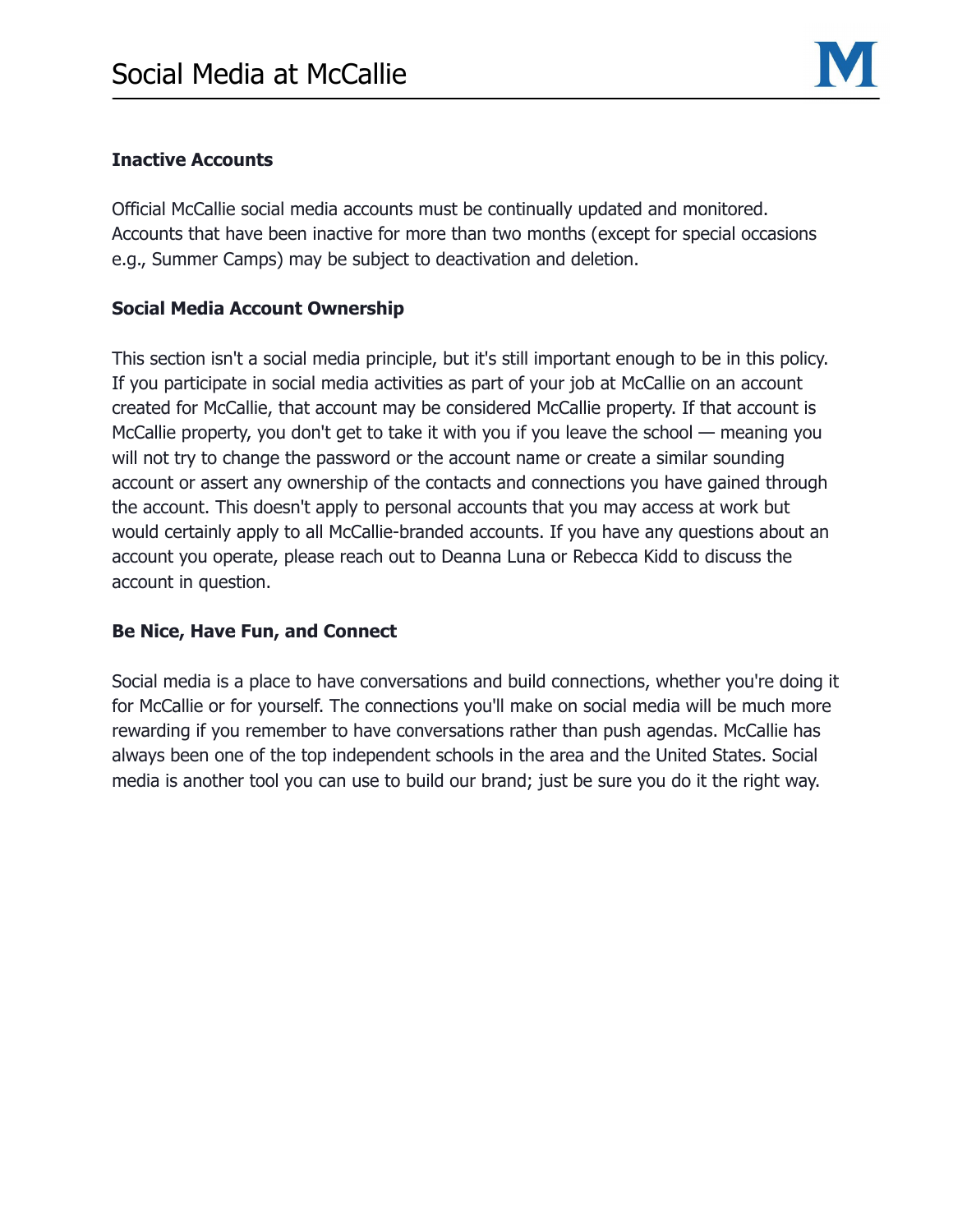### Inactive Accounts

Official McCallie social media accounts must be continually updated and monitored. Accounts that have been inactive for more than two months (except for special occasions e.g., Summer Camps) may be subject to deactivation and deletion.

### Social Media Account Ownership

This section isn't a social media principle, but it's still important enough to be in this policy. If you participate in social media activities as part of your job at McCallie on an account created for McCallie, that account may be considered McCallie property. If that account is McCallie property, you don't get to take it with you if you leave the school — meaning you will not try to change the password or the account name or create a similar sounding account or assert any ownership of the contacts and connections you have gained through the account. This doesn't apply to personal accounts that you may access at work but would certainly apply to all McCallie-branded accounts. If you have any questions about an account you operate, please reach out to Deanna Luna or Rebecca Kidd to discuss the account in question.

### Be Nice, Have Fun, and Connect

Social media is a place to have conversations and build connections, whether you're doing it for McCallie or for yourself. The connections you'll make on social media will be much more rewarding if you remember to have conversations rather than push agendas. McCallie has always been one of the top independent schools in the area and the United States. Social media is another tool you can use to build our brand; just be sure you do it the right way.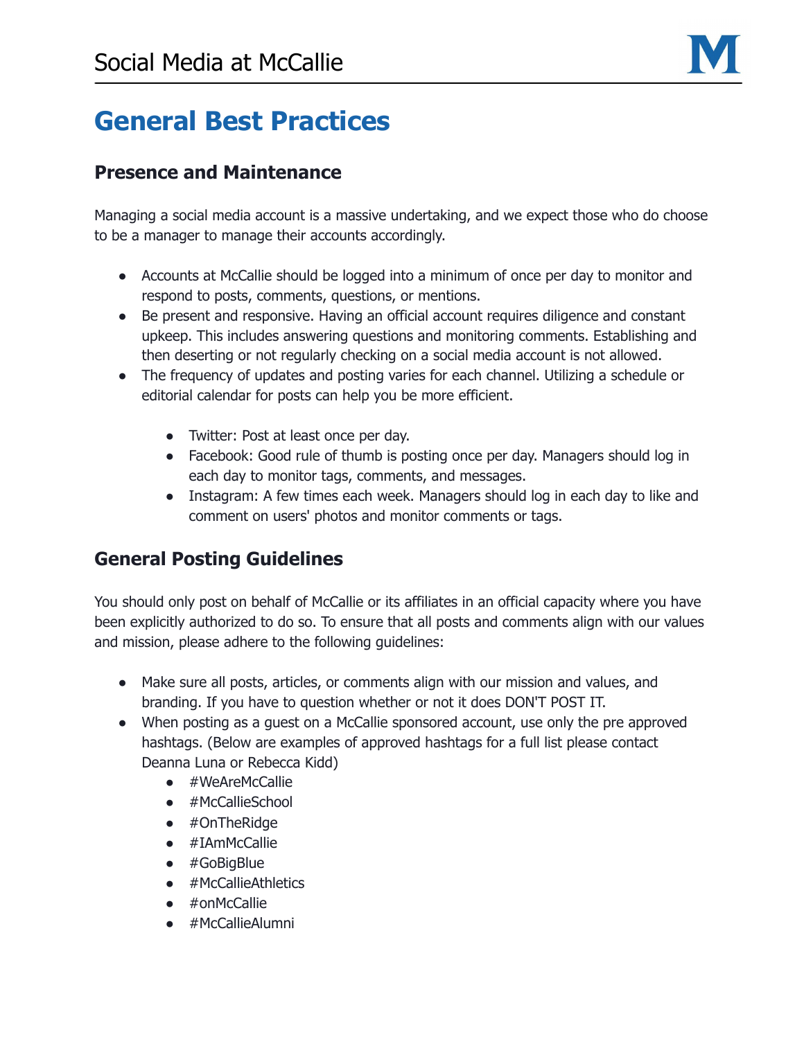# General Best Practices

## Presence and Maintenance

Managing a social media account is a massive undertaking, and we expect those who do choose to be a manager to manage their accounts accordingly.

- Accounts at McCallie should be logged into a minimum of once per day to monitor and respond to posts, comments, questions, or mentions.
- Be present and responsive. Having an official account requires diligence and constant upkeep. This includes answering questions and monitoring comments. Establishing and then deserting or not regularly checking on a social media account is not allowed.
- The frequency of updates and posting varies for each channel. Utilizing a schedule or editorial calendar for posts can help you be more efficient.
    - Twitter: Post at least once per day.
    - Facebook: Good rule of thumb is posting once per day. Managers should log in each day to monitor tags, comments, and messages.
    - Instagram: A few times each week. Managers should log in each day to like and comment on users' photos and monitor comments or tags.

## General Posting Guidelines

You should only post on behalf of McCallie or its affiliates in an official capacity where you have been explicitly authorized to do so. To ensure that all posts and comments align with our values and mission, please adhere to the following guidelines:

- Make sure all posts, articles, or comments align with our mission and values, and branding. If you have to question whether or not it does DON'T POST IT.
- When posting as a guest on a McCallie sponsored account, use only the pre approved hashtags. (Below are examples of approved hashtags for a full list please contact Deanna Luna or Rebecca Kidd)
    - #WeAreMcCallie
    - #McCallieSchool
    - #OnTheRidge
    - #IAmMcCallie
    - #GoBigBlue
    - #McCallieAthletics
    - #onMcCallie
    - #McCallieAlumni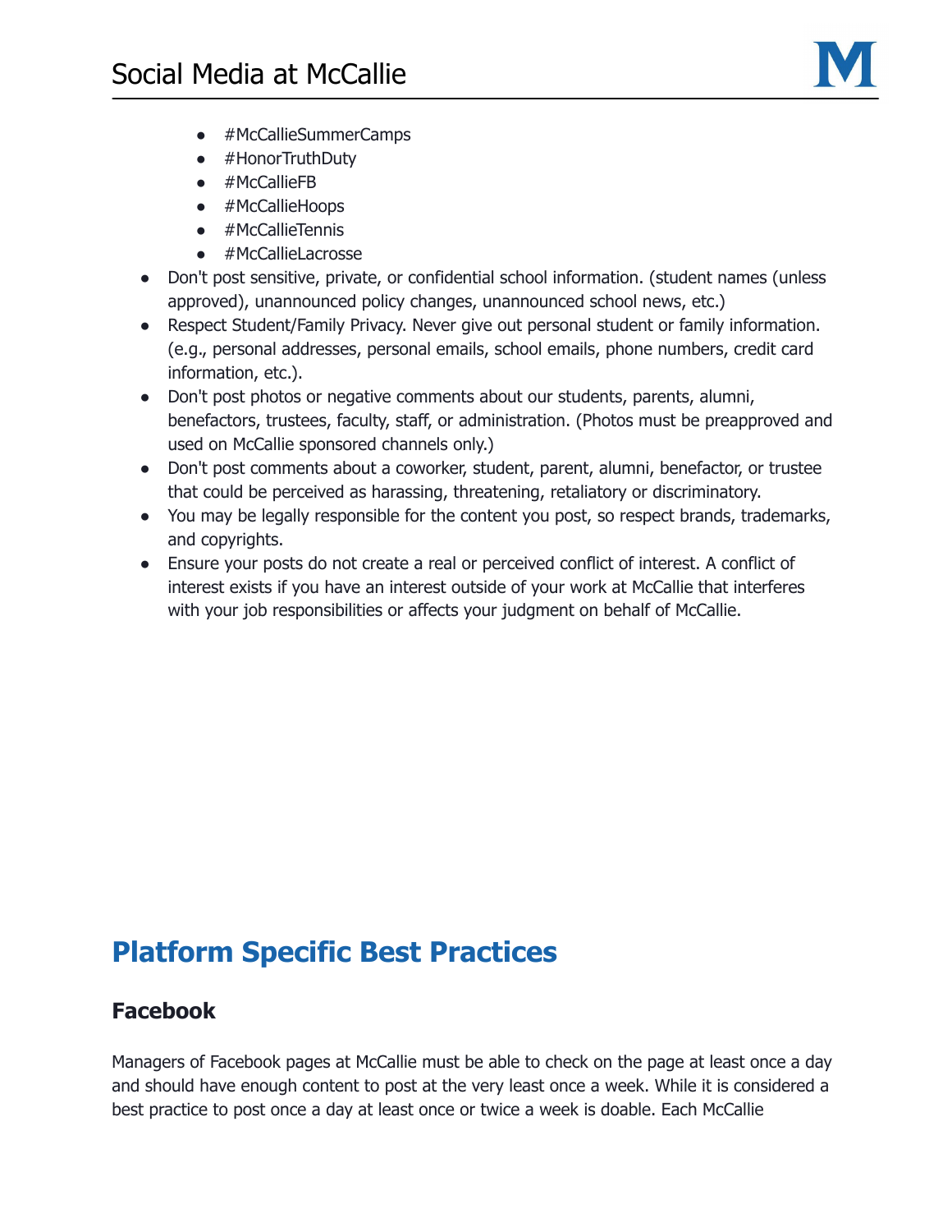- #McCallieSummerCamps
    - #HonorTruthDuty
    - #McCallieFB
    - #McCallieHoops
    - #McCallieTennis
    - #McCallieLacrosse
- Don't post sensitive, private, or confidential school information. (student names (unless approved), unannounced policy changes, unannounced school news, etc.)
- Respect Student/Family Privacy. Never give out personal student or family information. (e.g., personal addresses, personal emails, school emails, phone numbers, credit card information, etc.).
- Don't post photos or negative comments about our students, parents, alumni, benefactors, trustees, faculty, staff, or administration. (Photos must be preapproved and used on McCallie sponsored channels only.)
- Don't post comments about a coworker, student, parent, alumni, benefactor, or trustee that could be perceived as harassing, threatening, retaliatory or discriminatory.
- You may be legally responsible for the content you post, so respect brands, trademarks, and copyrights.
- Ensure your posts do not create a real or perceived conflict of interest. A conflict of interest exists if you have an interest outside of your work at McCallie that interferes with your job responsibilities or affects your judgment on behalf of McCallie.

## Platform Specific Best Practices

### Facebook

Managers of Facebook pages at McCallie must be able to check on the page at least once a day and should have enough content to post at the very least once a week. While it is considered a best practice to post once a day at least once or twice a week is doable. Each McCallie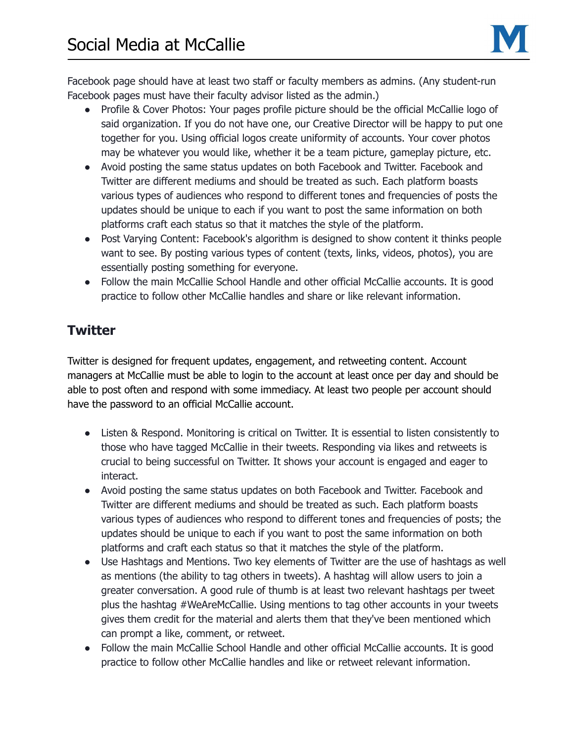Facebook page should have at least two staff or faculty members as admins. (Any student-run Facebook pages must have their faculty advisor listed as the admin.)

- Profile & Cover Photos: Your pages profile picture should be the official McCallie logo of said organization. If you do not have one, our Creative Director will be happy to put one together for you. Using official logos create uniformity of accounts. Your cover photos may be whatever you would like, whether it be a team picture, gameplay picture, etc.
- Avoid posting the same status updates on both Facebook and Twitter. Facebook and Twitter are different mediums and should be treated as such. Each platform boasts various types of audiences who respond to different tones and frequencies of posts the updates should be unique to each if you want to post the same information on both platforms craft each status so that it matches the style of the platform.
- Post Varying Content: Facebook's algorithm is designed to show content it thinks people want to see. By posting various types of content (texts, links, videos, photos), you are essentially posting something for everyone.
- Follow the main McCallie School Handle and other official McCallie accounts. It is good practice to follow other McCallie handles and share or like relevant information.

## Twitter

Twitter is designed for frequent updates, engagement, and retweeting content. Account managers at McCallie must be able to login to the account at least once per day and should be able to post often and respond with some immediacy. At least two people per account should have the password to an official McCallie account.

- Listen & Respond. Monitoring is critical on Twitter. It is essential to listen consistently to those who have tagged McCallie in their tweets. Responding via likes and retweets is crucial to being successful on Twitter. It shows your account is engaged and eager to interact.
- Avoid posting the same status updates on both Facebook and Twitter. Facebook and Twitter are different mediums and should be treated as such. Each platform boasts various types of audiences who respond to different tones and frequencies of posts; the updates should be unique to each if you want to post the same information on both platforms and craft each status so that it matches the style of the platform.
- Use Hashtags and Mentions. Two key elements of Twitter are the use of hashtags as well as mentions (the ability to tag others in tweets). A hashtag will allow users to join a greater conversation. A good rule of thumb is at least two relevant hashtags per tweet plus the hashtag #WeAreMcCallie. Using mentions to tag other accounts in your tweets gives them credit for the material and alerts them that they've been mentioned which can prompt a like, comment, or retweet.
- Follow the main McCallie School Handle and other official McCallie accounts. It is good practice to follow other McCallie handles and like or retweet relevant information.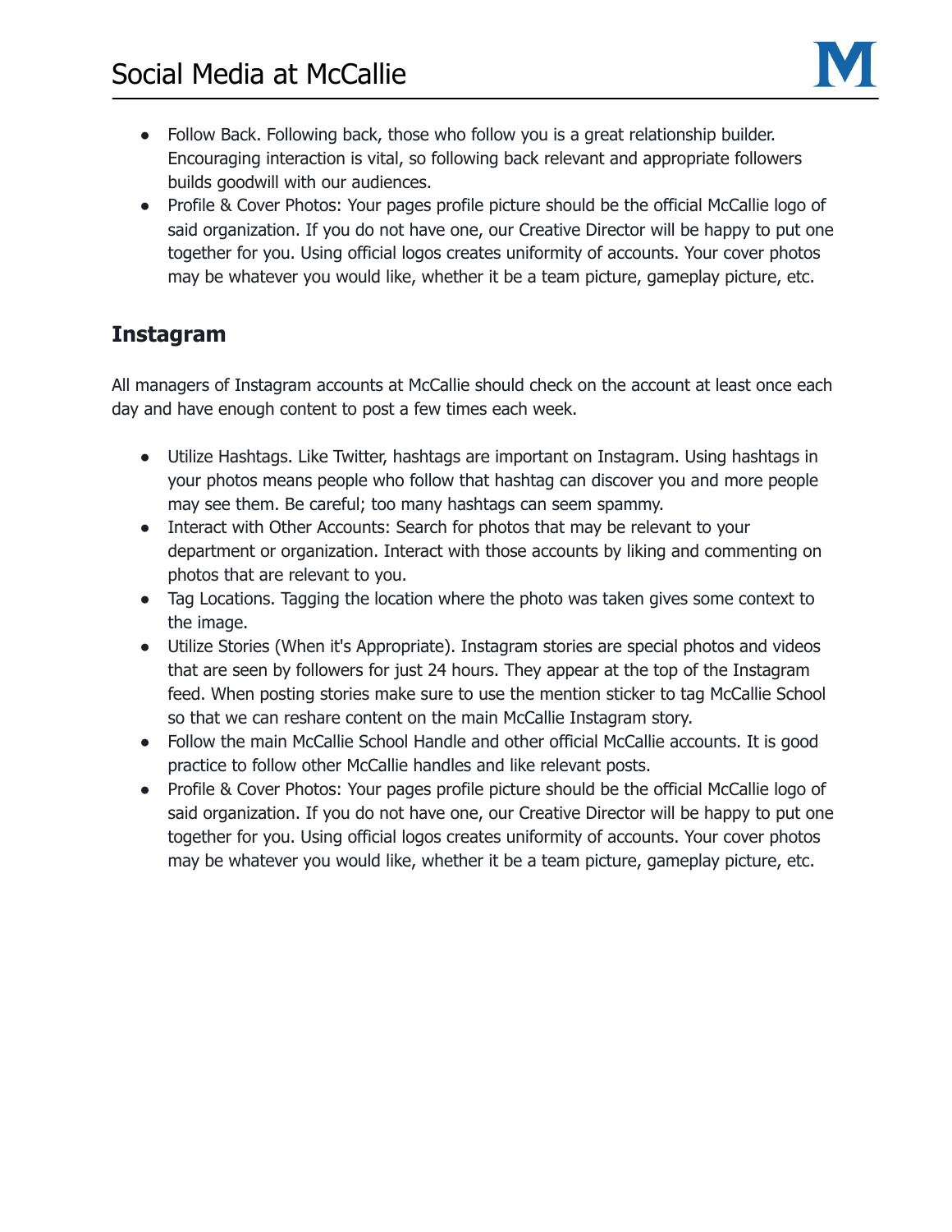- Follow Back. Following back, those who follow you is a great relationship builder. Encouraging interaction is vital, so following back relevant and appropriate followers builds goodwill with our audiences.
- Profile & Cover Photos: Your pages profile picture should be the official McCallie logo of said organization. If you do not have one, our Creative Director will be happy to put one together for you. Using official logos creates uniformity of accounts. Your cover photos may be whatever you would like, whether it be a team picture, gameplay picture, etc.

## Instagram

All managers of Instagram accounts at McCallie should check on the account at least once each day and have enough content to post a few times each week.

- Utilize Hashtags. Like Twitter, hashtags are important on Instagram. Using hashtags in your photos means people who follow that hashtag can discover you and more people may see them. Be careful; too many hashtags can seem spammy.
- Interact with Other Accounts: Search for photos that may be relevant to your department or organization. Interact with those accounts by liking and commenting on photos that are relevant to you.
- Tag Locations. Tagging the location where the photo was taken gives some context to the image.
- Utilize Stories (When it's Appropriate). Instagram stories are special photos and videos that are seen by followers for just 24 hours. They appear at the top of the Instagram feed. When posting stories make sure to use the mention sticker to tag McCallie School so that we can reshare content on the main McCallie Instagram story.
- Follow the main McCallie School Handle and other official McCallie accounts. It is good practice to follow other McCallie handles and like relevant posts.
- Profile & Cover Photos: Your pages profile picture should be the official McCallie logo of said organization. If you do not have one, our Creative Director will be happy to put one together for you. Using official logos creates uniformity of accounts. Your cover photos may be whatever you would like, whether it be a team picture, gameplay picture, etc.